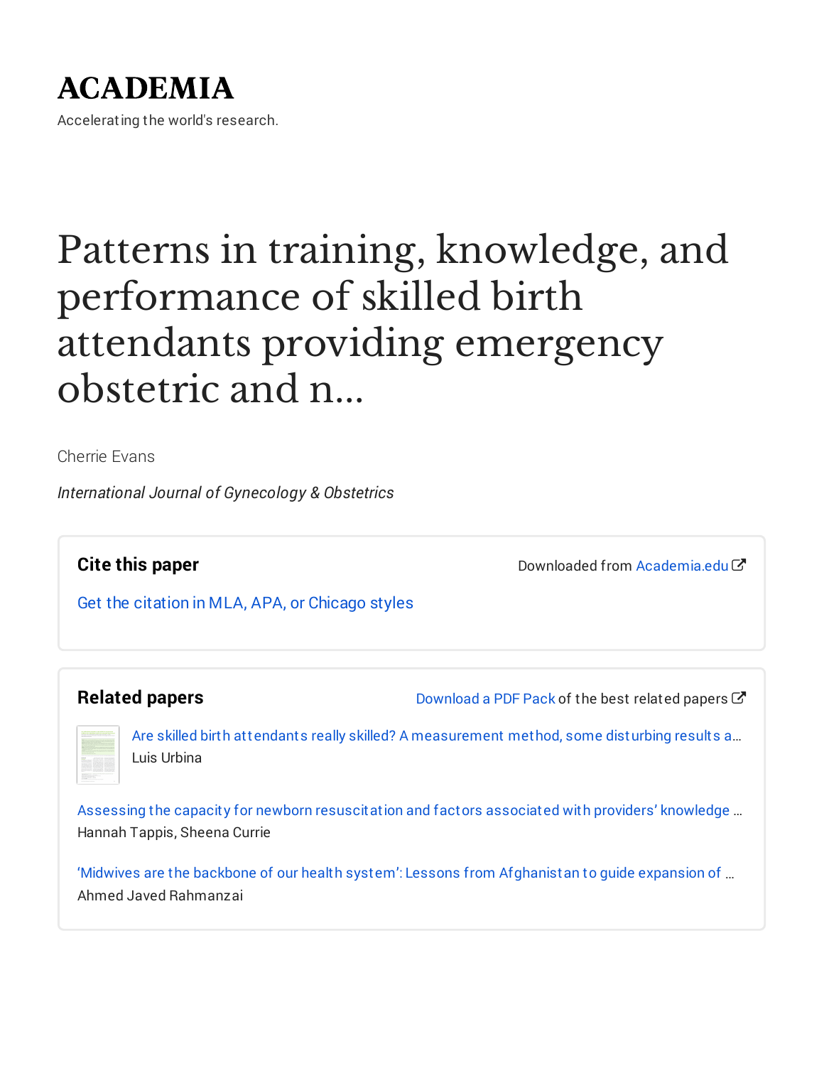# ACADEMIA

Accelerating the world's research.

# Patterns in training, knowledge, and performance of skilled birth attendants providing emergency obstetric and n...

Cherrie Evans

*International Journal of Gynecology & Obstetrics*

## Cite this paper

Downloaded from Academia.edu

Get the citation in MLA, APA, or Chicago styles

## Related papers

Download a PDF Pack of the best related papers

Are skilled birth attendants really skilled? A measurement method, some disturbing results a…
Luis Urbina

Assessing the capacity for newborn resuscitation and factors associated with providers' knowledge …
Hannah Tappis, Sheena Currie

'Midwives are the backbone of our health system': Lessons from Afghanistan to guide expansion of …
Ahmed Javed Rahmanzai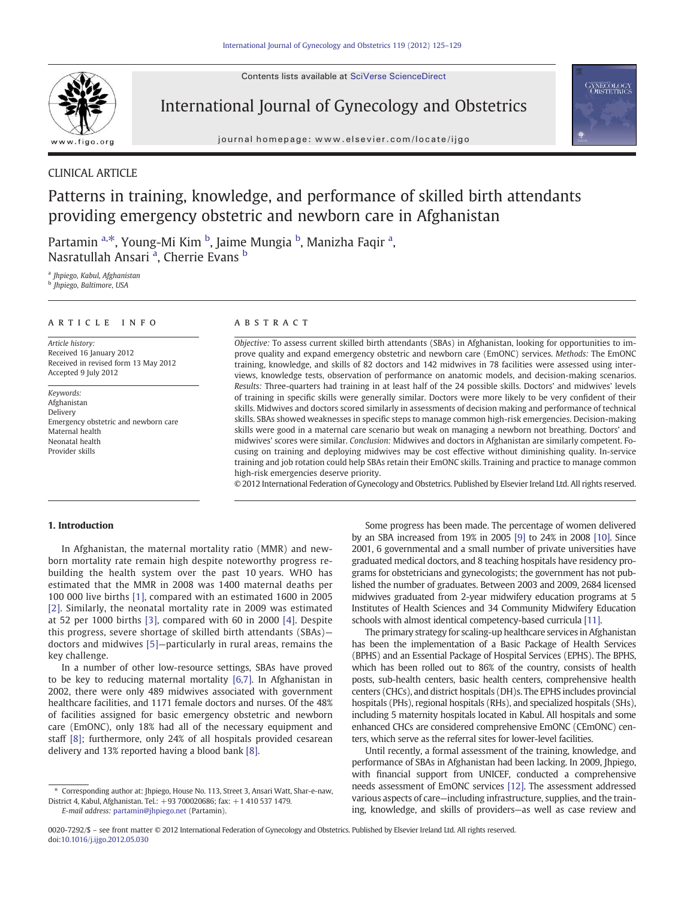CLINICAL ARTICLE

# Patterns in training, knowledge, and performance of skilled birth attendants providing emergency obstetric and newborn care in Afghanistan

Partamin [a,*], Young-Mi Kim [b], Jaime Mungia [b], Manizha Faqir [a], Nasratullah Ansari [a], Cherrie Evans [b]

[a] Jhpiego, Kabul, Afghanistan
[b] Jhpiego, Baltimore, USA

## ARTICLE INFO

*Article history:*
Received 16 January 2012
Received in revised form 13 May 2012
Accepted 9 July 2012

*Keywords:*
Afghanistan
Delivery
Emergency obstetric and newborn care
Maternal health
Neonatal health
Provider skills

## ABSTRACT

*Objective:* To assess current skilled birth attendants (SBAs) in Afghanistan, looking for opportunities to improve quality and expand emergency obstetric and newborn care (EmONC) services. *Methods:* The EmONC training, knowledge, and skills of 82 doctors and 142 midwives in 78 facilities were assessed using interviews, knowledge tests, observation of performance on anatomic models, and decision-making scenarios. *Results:* Three-quarters had training in at least half of the 24 possible skills. Doctors' and midwives' levels of training in specific skills were generally similar. Doctors were more likely to be very confident of their skills. Midwives and doctors scored similarly in assessments of decision making and performance of technical skills. SBAs showed weaknesses in specific steps to manage common high-risk emergencies. Decision-making skills were good in a maternal care scenario but weak on managing a newborn not breathing. Doctors' and midwives' scores were similar. *Conclusion:* Midwives and doctors in Afghanistan are similarly competent. Focusing on training and deploying midwives may be cost effective without diminishing quality. In-service training and job rotation could help SBAs retain their EmONC skills. Training and practice to manage common high-risk emergencies deserve priority.

© 2012 International Federation of Gynecology and Obstetrics. Published by Elsevier Ireland Ltd. All rights reserved.

## 1. Introduction

In Afghanistan, the maternal mortality ratio (MMR) and newborn mortality rate remain high despite noteworthy progress rebuilding the health system over the past 10 years. WHO has estimated that the MMR in 2008 was 1400 maternal deaths per 100 000 live births [1], compared with an estimated 1600 in 2005 [2]. Similarly, the neonatal mortality rate in 2009 was estimated at 52 per 1000 births [3], compared with 60 in 2000 [4]. Despite this progress, severe shortage of skilled birth attendants (SBAs)—doctors and midwives [5]—particularly in rural areas, remains the key challenge.

In a number of other low-resource settings, SBAs have proved to be key to reducing maternal mortality [6,7]. In Afghanistan in 2002, there were only 489 midwives associated with government healthcare facilities, and 1171 female doctors and nurses. Of the 48% of facilities assigned for basic emergency obstetric and newborn care (EmONC), only 18% had all of the necessary equipment and staff [8]; furthermore, only 24% of all hospitals provided cesarean delivery and 13% reported having a blood bank [8].

Some progress has been made. The percentage of women delivered by an SBA increased from 19% in 2005 [9] to 24% in 2008 [10]. Since 2001, 6 governmental and a small number of private universities have graduated medical doctors, and 8 teaching hospitals have residency programs for obstetricians and gynecologists; the government has not published the number of graduates. Between 2003 and 2009, 2684 licensed midwives graduated from 2-year midwifery education programs at 5 Institutes of Health Sciences and 34 Community Midwifery Education schools with almost identical competency-based curricula [11].

The primary strategy for scaling-up healthcare services in Afghanistan has been the implementation of a Basic Package of Health Services (BPHS) and an Essential Package of Hospital Services (EPHS). The BPHS, which has been rolled out to 86% of the country, consists of health posts, sub-health centers, basic health centers, comprehensive health centers (CHCs), and district hospitals (DH)s. The EPHS includes provincial hospitals (PHs), regional hospitals (RHs), and specialized hospitals (SHs), including 5 maternity hospitals located in Kabul. All hospitals and some enhanced CHCs are considered comprehensive EmONC (CEmONC) centers, which serve as the referral sites for lower-level facilities.

Until recently, a formal assessment of the training, knowledge, and performance of SBAs in Afghanistan had been lacking. In 2009, Jhpiego, with financial support from UNICEF, conducted a comprehensive needs assessment of EmONC services [12]. The assessment addressed various aspects of care—including infrastructure, supplies, and the training, knowledge, and skills of providers—as well as case review and

\* Corresponding author at: Jhpiego, House No. 113, Street 3, Ansari Watt, Shar-e-naw, District 4, Kabul, Afghanistan. Tel.: +93 700020686; fax: +1 410 537 1479.
*E-mail address:* partamin@jhpiego.net (Partamin).

0020-7292/$ – see front matter © 2012 International Federation of Gynecology and Obstetrics. Published by Elsevier Ireland Ltd. All rights reserved.
doi:10.1016/j.ijgo.2012.05.030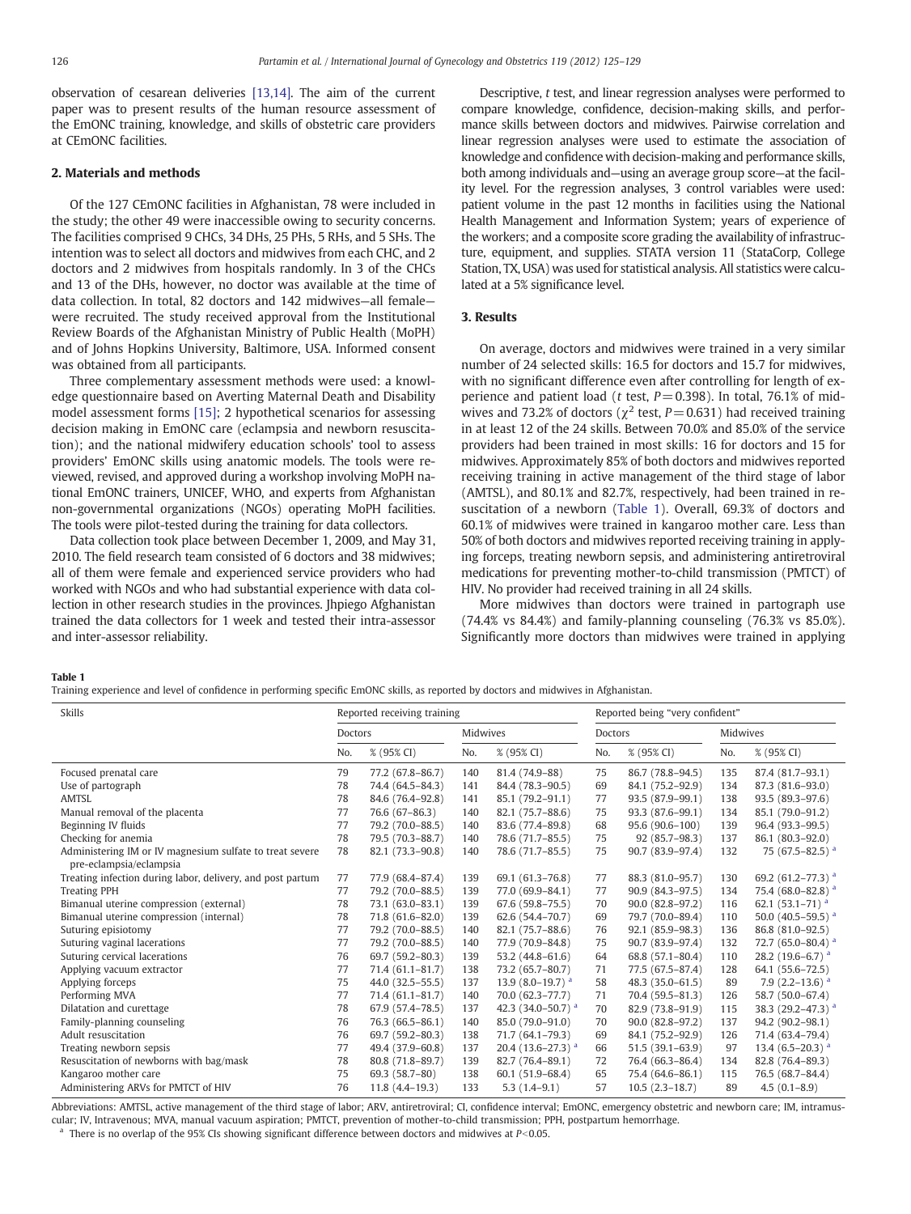observation of cesarean deliveries [13,14]. The aim of the current paper was to present results of the human resource assessment of the EmONC training, knowledge, and skills of obstetric care providers at CEmONC facilities.

## 2. Materials and methods

Of the 127 CEmONC facilities in Afghanistan, 78 were included in the study; the other 49 were inaccessible owing to security concerns. The facilities comprised 9 CHCs, 34 DHs, 25 PHs, 5 RHs, and 5 SHs. The intention was to select all doctors and midwives from each CHC, and 2 doctors and 2 midwives from hospitals randomly. In 3 of the CHCs and 13 of the DHs, however, no doctor was available at the time of data collection. In total, 82 doctors and 142 midwives—all female—were recruited. The study received approval from the Institutional Review Boards of the Afghanistan Ministry of Public Health (MoPH) and of Johns Hopkins University, Baltimore, USA. Informed consent was obtained from all participants.

Three complementary assessment methods were used: a knowledge questionnaire based on Averting Maternal Death and Disability model assessment forms [15]; 2 hypothetical scenarios for assessing decision making in EmONC care (eclampsia and newborn resuscitation); and the national midwifery education schools' tool to assess providers' EmONC skills using anatomic models. The tools were reviewed, revised, and approved during a workshop involving MoPH national EmONC trainers, UNICEF, WHO, and experts from Afghanistan non-governmental organizations (NGOs) operating MoPH facilities. The tools were pilot-tested during the training for data collectors.

Data collection took place between December 1, 2009, and May 31, 2010. The field research team consisted of 6 doctors and 38 midwives; all of them were female and experienced service providers who had worked with NGOs and who had substantial experience with data collection in other research studies in the provinces. Jhpiego Afghanistan trained the data collectors for 1 week and tested their intra-assessor and inter-assessor reliability.

Descriptive, *t* test, and linear regression analyses were performed to compare knowledge, confidence, decision-making skills, and performance skills between doctors and midwives. Pairwise correlation and linear regression analyses were used to estimate the association of knowledge and confidence with decision-making and performance skills, both among individuals and—using an average group score—at the facility level. For the regression analyses, 3 control variables were used: patient volume in the past 12 months in facilities using the National Health Management and Information System; years of experience of the workers; and a composite score grading the availability of infrastructure, equipment, and supplies. STATA version 11 (StataCorp, College Station, TX, USA) was used for statistical analysis. All statistics were calculated at a 5% significance level.

## 3. Results

On average, doctors and midwives were trained in a very similar number of 24 selected skills: 16.5 for doctors and 15.7 for midwives, with no significant difference even after controlling for length of experience and patient load (*t* test, $P = 0.398$). In total, 76.1% of midwives and 73.2% of doctors ($\chi^2$ test, $P = 0.631$) had received training in at least 12 of the 24 skills. Between 70.0% and 85.0% of the service providers had been trained in most skills: 16 for doctors and 15 for midwives. Approximately 85% of both doctors and midwives reported receiving training in active management of the third stage of labor (AMTSL), and 80.1% and 82.7%, respectively, had been trained in resuscitation of a newborn (Table 1). Overall, 69.3% of doctors and 60.1% of midwives were trained in kangaroo mother care. Less than 50% of both doctors and midwives reported receiving training in applying forceps, treating newborn sepsis, and administering antiretroviral medications for preventing mother-to-child transmission (PMTCT) of HIV. No provider had received training in all 24 skills.

More midwives than doctors were trained in partograph use (74.4% vs 84.4%) and family-planning counseling (76.3% vs 85.0%). Significantly more doctors than midwives were trained in applying

**Table 1**
Training experience and level of confidence in performing specific EmONC skills, as reported by doctors and midwives in Afghanistan.

| Skills | Reported receiving training | | | | Reported being "very confident" | | | |
|---|---|---|---|---|---|---|---|---|
| | Doctors | | Midwives | | Doctors | | Midwives | |
| | No. | % (95% CI) | No. | % (95% CI) | No. | % (95% CI) | No. | % (95% CI) |
| Focused prenatal care | 79 | 77.2 (67.8–86.7) | 140 | 81.4 (74.9–88) | 75 | 86.7 (78.8–94.5) | 135 | 87.4 (81.7–93.1) |
| Use of partograph | 78 | 74.4 (64.5–84.3) | 141 | 84.4 (78.3–90.5) | 69 | 84.1 (75.2–92.9) | 134 | 87.3 (81.6–93.0) |
| AMTSL | 78 | 84.6 (76.4–92.8) | 141 | 85.1 (79.2–91.1) | 77 | 93.5 (87.9–99.1) | 138 | 93.5 (89.3–97.6) |
| Manual removal of the placenta | 77 | 76.6 (67–86.3) | 140 | 82.1 (75.7–88.6) | 75 | 93.3 (87.6–99.1) | 134 | 85.1 (79.0–91.2) |
| Beginning IV fluids | 77 | 79.2 (70.0–88.5) | 140 | 83.6 (77.4–89.8) | 68 | 95.6 (90.6–100) | 139 | 96.4 (93.3–99.5) |
| Checking for anemia | 78 | 79.5 (70.3–88.7) | 140 | 78.6 (71.7–85.5) | 75 | 92 (85.7–98.3) | 137 | 86.1 (80.3–92.0) |
| Administering IM or IV magnesium sulfate to treat severe pre-eclampsia/eclampsia | 78 | 82.1 (73.3–90.8) | 140 | 78.6 (71.7–85.5) | 75 | 90.7 (83.9–97.4) | 132 | 75 (67.5–82.5) [a] |
| Treating infection during labor, delivery, and post partum | 77 | 77.9 (68.4–87.4) | 139 | 69.1 (61.3–76.8) | 77 | 88.3 (81.0–95.7) | 130 | 69.2 (61.2–77.3) [a] |
| Treating PPH | 77 | 79.2 (70.0–88.5) | 139 | 77.0 (69.9–84.1) | 77 | 90.9 (84.3–97.5) | 134 | 75.4 (68.0–82.8) [a] |
| Bimanual uterine compression (external) | 78 | 73.1 (63.0–83.1) | 139 | 67.6 (59.8–75.5) | 70 | 90.0 (82.8–97.2) | 116 | 62.1 (53.1–71) [a] |
| Bimanual uterine compression (internal) | 78 | 71.8 (61.6–82.0) | 139 | 62.6 (54.4–70.7) | 69 | 79.7 (70.0–89.4) | 110 | 50.0 (40.5–59.5) [a] |
| Suturing episiotomy | 77 | 79.2 (70.0–88.5) | 140 | 82.1 (75.7–88.6) | 76 | 92.1 (85.9–98.3) | 136 | 86.8 (81.0–92.5) |
| Suturing vaginal lacerations | 77 | 79.2 (70.0–88.5) | 140 | 77.9 (70.9–84.8) | 75 | 90.7 (83.9–97.4) | 132 | 72.7 (65.0–80.4) [a] |
| Suturing cervical lacerations | 76 | 69.7 (59.2–80.3) | 139 | 53.2 (44.8–61.6) | 64 | 68.8 (57.1–80.4) | 110 | 28.2 (19.6–6.7) [a] |
| Applying vacuum extractor | 77 | 71.4 (61.1–81.7) | 138 | 73.2 (65.7–80.7) | 71 | 77.5 (67.5–87.4) | 128 | 64.1 (55.6–72.5) |
| Applying forceps | 75 | 44.0 (32.5–55.5) | 137 | 13.9 (8.0–19.7) [a] | 58 | 48.3 (35.0–61.5) | 89 | 7.9 (2.2–13.6) [a] |
| Performing MVA | 77 | 71.4 (61.1–81.7) | 140 | 70.0 (62.3–77.7) | 71 | 70.4 (59.5–81.3) | 126 | 58.7 (50.0–67.4) |
| Dilatation and curettage | 78 | 67.9 (57.4–78.5) | 137 | 42.3 (34.0–50.7) [a] | 70 | 82.9 (73.8–91.9) | 115 | 38.3 (29.2–47.3) [a] |
| Family-planning counseling | 76 | 76.3 (66.5–86.1) | 140 | 85.0 (79.0–91.0) | 70 | 90.0 (82.8–97.2) | 137 | 94.2 (90.2–98.1) |
| Adult resuscitation | 76 | 69.7 (59.2–80.3) | 138 | 71.7 (64.1–79.3) | 69 | 84.1 (75.2–92.9) | 126 | 71.4 (63.4–79.4) |
| Treating newborn sepsis | 77 | 49.4 (37.9–60.8) | 137 | 20.4 (13.6–27.3) [a] | 66 | 51.5 (39.1–63.9) | 97 | 13.4 (6.5–20.3) [a] |
| Resuscitation of newborns with bag/mask | 78 | 80.8 (71.8–89.7) | 139 | 82.7 (76.4–89.1) | 72 | 76.4 (66.3–86.4) | 134 | 82.8 (76.4–89.3) |
| Kangaroo mother care | 75 | 69.3 (58.7–80) | 138 | 60.1 (51.9–68.4) | 65 | 75.4 (64.6–86.1) | 115 | 76.5 (68.7–84.4) |
| Administering ARVs for PMTCT of HIV | 76 | 11.8 (4.4–19.3) | 133 | 5.3 (1.4–9.1) | 57 | 10.5 (2.3–18.7) | 89 | 4.5 (0.1–8.9) |

Abbreviations: AMTSL, active management of the third stage of labor; ARV, antiretroviral; CI, confidence interval; EmONC, emergency obstetric and newborn care; IM, intramuscular; IV, Intravenous; MVA, manual vacuum aspiration; PMTCT, prevention of mother-to-child transmission; PPH, postpartum hemorrhage.

[a] There is no overlap of the 95% CIs showing significant difference between doctors and midwives at $P < 0.05$.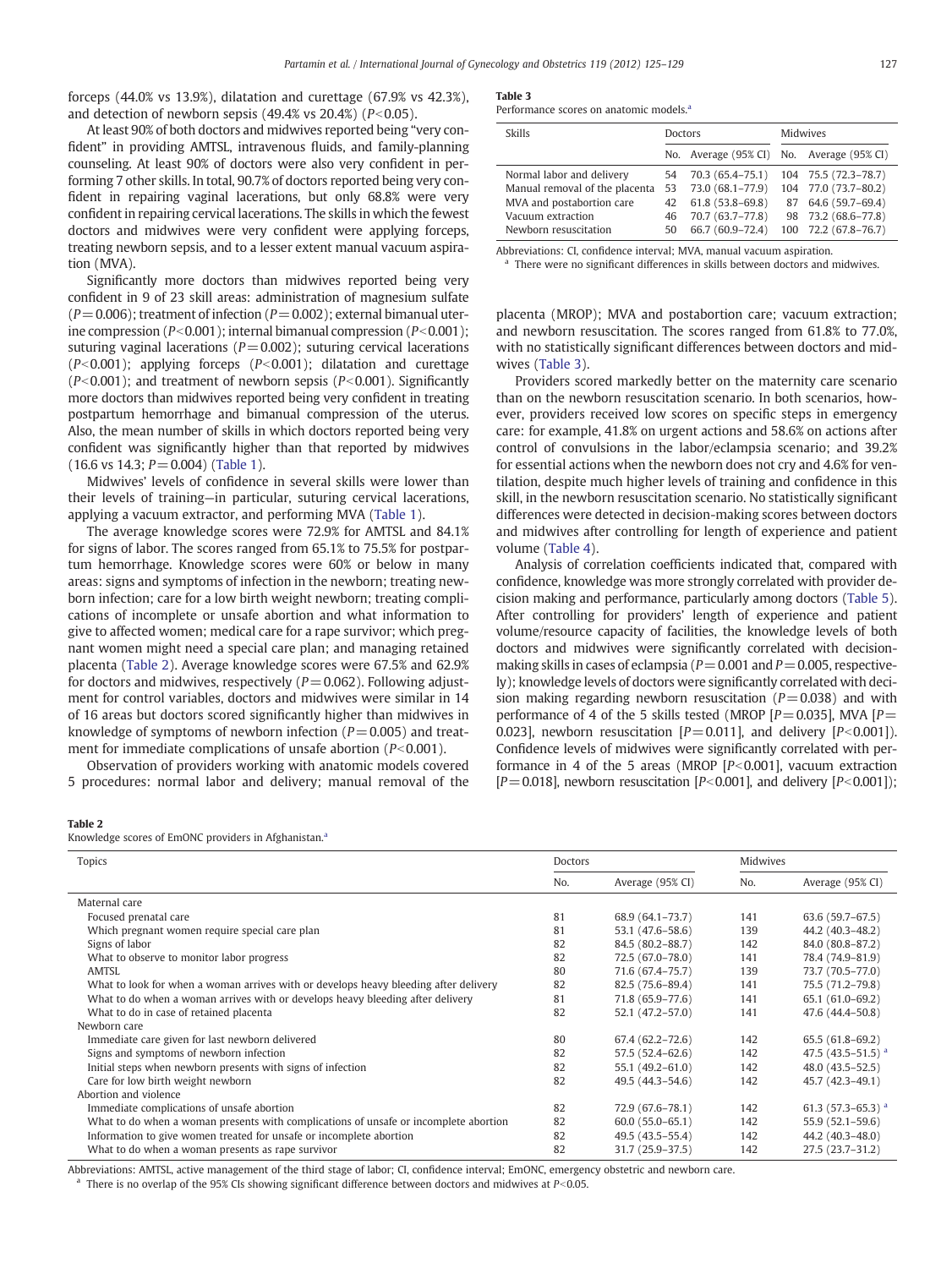forceps (44.0% vs 13.9%), dilatation and curettage (67.9% vs 42.3%), and detection of newborn sepsis (49.4% vs 20.4%) ($P<0.05$).

At least 90% of both doctors and midwives reported being "very confident" in providing AMTSL, intravenous fluids, and family-planning counseling. At least 90% of doctors were also very confident in performing 7 other skills. In total, 90.7% of doctors reported being very confident in repairing vaginal lacerations, but only 68.8% were very confident in repairing cervical lacerations. The skills in which the fewest doctors and midwives were very confident were applying forceps, treating newborn sepsis, and to a lesser extent manual vacuum aspiration (MVA).

Significantly more doctors than midwives reported being very confident in 9 of 23 skill areas: administration of magnesium sulfate ($P=0.006$); treatment of infection ($P=0.002$); external bimanual uterine compression ($P<0.001$); internal bimanual compression ($P<0.001$); suturing vaginal lacerations ($P=0.002$); suturing cervical lacerations ($P<0.001$); applying forceps ($P<0.001$); dilatation and curettage ($P<0.001$); and treatment of newborn sepsis ($P<0.001$). Significantly more doctors than midwives reported being very confident in treating postpartum hemorrhage and bimanual compression of the uterus. Also, the mean number of skills in which doctors reported being very confident was significantly higher than that reported by midwives (16.6 vs 14.3; $P=0.004$) (Table 1).

Midwives' levels of confidence in several skills were lower than their levels of training—in particular, suturing cervical lacerations, applying a vacuum extractor, and performing MVA (Table 1).

The average knowledge scores were 72.9% for AMTSL and 84.1% for signs of labor. The scores ranged from 65.1% to 75.5% for postpartum hemorrhage. Knowledge scores were 60% or below in many areas: signs and symptoms of infection in the newborn; treating newborn infection; care for a low birth weight newborn; treating complications of incomplete or unsafe abortion and what information to give to affected women; medical care for a rape survivor; which pregnant women might need a special care plan; and managing retained placenta (Table 2). Average knowledge scores were 67.5% and 62.9% for doctors and midwives, respectively ($P=0.062$). Following adjustment for control variables, doctors and midwives were similar in 14 of 16 areas but doctors scored significantly higher than midwives in knowledge of symptoms of newborn infection ($P=0.005$) and treatment for immediate complications of unsafe abortion ($P<0.001$).

Observation of providers working with anatomic models covered 5 procedures: normal labor and delivery; manual removal of the placenta (MROP); MVA and postabortion care; vacuum extraction; and newborn resuscitation. The scores ranged from 61.8% to 77.0%, with no statistically significant differences between doctors and midwives (Table 3).

Providers scored markedly better on the maternity care scenario than on the newborn resuscitation scenario. In both scenarios, however, providers received low scores on specific steps in emergency care: for example, 41.8% on urgent actions and 58.6% on actions after control of convulsions in the labor/eclampsia scenario; and 39.2% for essential actions when the newborn does not cry and 4.6% for ventilation, despite much higher levels of training and confidence in this skill, in the newborn resuscitation scenario. No statistically significant differences were detected in decision-making scores between doctors and midwives after controlling for length of experience and patient volume (Table 4).

Analysis of correlation coefficients indicated that, compared with confidence, knowledge was more strongly correlated with provider decision making and performance, particularly among doctors (Table 5). After controlling for providers' length of experience and patient volume/resource capacity of facilities, the knowledge levels of both doctors and midwives were significantly correlated with decision-making skills in cases of eclampsia ($P=0.001$ and $P=0.005$, respectively); knowledge levels of doctors were significantly correlated with decision making regarding newborn resuscitation ($P=0.038$) and with performance of 4 of the 5 skills tested (MROP [$P=0.035$], MVA [$P=0.023$], newborn resuscitation [$P=0.011$], and delivery [$P<0.001$]). Confidence levels of midwives were significantly correlated with performance in 4 of the 5 areas (MROP [$P<0.001$], vacuum extraction [$P=0.018$], newborn resuscitation [$P<0.001$], and delivery [$P<0.001$]);

**Table 3**
Performance scores on anatomic models.[a]

| Skills | Doctors | | Midwives | |
|---|---|---|---|---|
| | No. | Average (95% CI) | No. | Average (95% CI) |
| Normal labor and delivery | 54 | 70.3 (65.4–75.1) | 104 | 75.5 (72.3–78.7) |
| Manual removal of the placenta | 53 | 73.0 (68.1–77.9) | 104 | 77.0 (73.7–80.2) |
| MVA and postabortion care | 42 | 61.8 (53.8–69.8) | 87 | 64.6 (59.7–69.4) |
| Vacuum extraction | 46 | 70.7 (63.7–77.8) | 98 | 73.2 (68.6–77.8) |
| Newborn resuscitation | 50 | 66.7 (60.9–72.4) | 100 | 72.2 (67.8–76.7) |

Abbreviations: CI, confidence interval; MVA, manual vacuum aspiration.
[a] There were no significant differences in skills between doctors and midwives.

**Table 2**
Knowledge scores of EmONC providers in Afghanistan.[a]

| Topics | Doctors | | Midwives | |
|---|---|---|---|---|
| | No. | Average (95% CI) | No. | Average (95% CI) |
| Maternal care | | | | |
| Focused prenatal care | 81 | 68.9 (64.1–73.7) | 141 | 63.6 (59.7–67.5) |
| Which pregnant women require special care plan | 81 | 53.1 (47.6–58.6) | 139 | 44.2 (40.3–48.2) |
| Signs of labor | 82 | 84.5 (80.2–88.7) | 142 | 84.0 (80.8–87.2) |
| What to observe to monitor labor progress | 82 | 72.5 (67.0–78.0) | 141 | 78.4 (74.9–81.9) |
| AMTSL | 80 | 71.6 (67.4–75.7) | 139 | 73.7 (70.5–77.0) |
| What to look for when a woman arrives with or develops heavy bleeding after delivery | 82 | 82.5 (75.6–89.4) | 141 | 75.5 (71.2–79.8) |
| What to do when a woman arrives with or develops heavy bleeding after delivery | 81 | 71.8 (65.9–77.6) | 141 | 65.1 (61.0–69.2) |
| What to do in case of retained placenta | 82 | 52.1 (47.2–57.0) | 141 | 47.6 (44.4–50.8) |
| Newborn care | | | | |
| Immediate care given for last newborn delivered | 80 | 67.4 (62.2–72.6) | 142 | 65.5 (61.8–69.2) |
| Signs and symptoms of newborn infection | 82 | 57.5 (52.4–62.6) | 142 | 47.5 (43.5–51.5) [a] |
| Initial steps when newborn presents with signs of infection | 82 | 55.1 (49.2–61.0) | 142 | 48.0 (43.5–52.5) |
| Care for low birth weight newborn | 82 | 49.5 (44.3–54.6) | 142 | 45.7 (42.3–49.1) |
| Abortion and violence | | | | |
| Immediate complications of unsafe abortion | 82 | 72.9 (67.6–78.1) | 142 | 61.3 (57.3–65.3) [a] |
| What to do when a woman presents with complications of unsafe or incomplete abortion | 82 | 60.0 (55.0–65.1) | 142 | 55.9 (52.1–59.6) |
| Information to give women treated for unsafe or incomplete abortion | 82 | 49.5 (43.5–55.4) | 142 | 44.2 (40.3–48.0) |
| What to do when a woman presents as rape survivor | 82 | 31.7 (25.9–37.5) | 142 | 27.5 (23.7–31.2) |

Abbreviations: AMTSL, active management of the third stage of labor; CI, confidence interval; EmONC, emergency obstetric and newborn care.
[a] There is no overlap of the 95% CIs showing significant difference between doctors and midwives at $P<0.05$.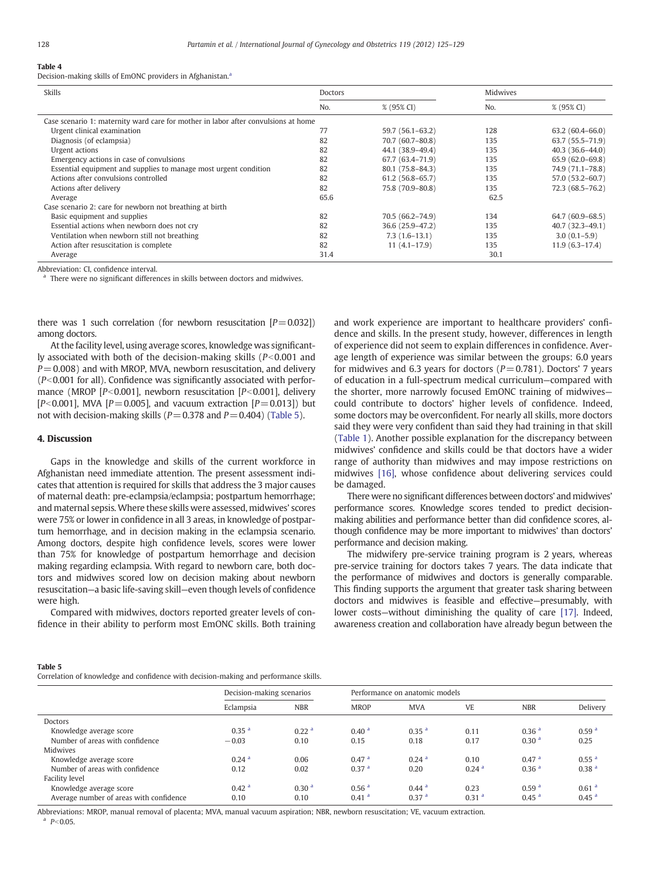**Table 4**
Decision-making skills of EmONC providers in Afghanistan.[a]

| Skills | Doctors | | Midwives | |
|---|---|---|---|---|
| | No. | % (95% CI) | No. | % (95% CI) |
| Case scenario 1: maternity ward care for mother in labor after convulsions at home | | | | |
| Urgent clinical examination | 77 | 59.7 (56.1–63.2) | 128 | 63.2 (60.4–66.0) |
| Diagnosis (of eclampsia) | 82 | 70.7 (60.7–80.8) | 135 | 63.7 (55.5–71.9) |
| Urgent actions | 82 | 44.1 (38.9–49.4) | 135 | 40.3 (36.6–44.0) |
| Emergency actions in case of convulsions | 82 | 67.7 (63.4–71.9) | 135 | 65.9 (62.0–69.8) |
| Essential equipment and supplies to manage most urgent condition | 82 | 80.1 (75.8–84.3) | 135 | 74.9 (71.1–78.8) |
| Actions after convulsions controlled | 82 | 61.2 (56.8–65.7) | 135 | 57.0 (53.2–60.7) |
| Actions after delivery | 82 | 75.8 (70.9–80.8) | 135 | 72.3 (68.5–76.2) |
| Average | 65.6 | | 62.5 | |
| Case scenario 2: care for newborn not breathing at birth | | | | |
| Basic equipment and supplies | 82 | 70.5 (66.2–74.9) | 134 | 64.7 (60.9–68.5) |
| Essential actions when newborn does not cry | 82 | 36.6 (25.9–47.2) | 135 | 40.7 (32.3–49.1) |
| Ventilation when newborn still not breathing | 82 | 7.3 (1.6–13.1) | 135 | 3.0 (0.1–5.9) |
| Action after resuscitation is complete | 82 | 11 (4.1–17.9) | 135 | 11.9 (6.3–17.4) |
| Average | 31.4 | | 30.1 | |

Abbreviation: CI, confidence interval.
[a] There were no significant differences in skills between doctors and midwives.

there was 1 such correlation (for newborn resuscitation [$P = 0.032$]) among doctors.

At the facility level, using average scores, knowledge was significantly associated with both of the decision-making skills ($P < 0.001$ and $P = 0.008$) and with MROP, MVA, newborn resuscitation, and delivery ($P < 0.001$ for all). Confidence was significantly associated with performance (MROP [$P < 0.001$], newborn resuscitation [$P < 0.001$], delivery [$P < 0.001$], MVA [$P = 0.005$], and vacuum extraction [$P = 0.013$]) but not with decision-making skills ($P = 0.378$ and $P = 0.404$) (Table 5).

## 4. Discussion

Gaps in the knowledge and skills of the current workforce in Afghanistan need immediate attention. The present assessment indicates that attention is required for skills that address the 3 major causes of maternal death: pre-eclampsia/eclampsia; postpartum hemorrhage; and maternal sepsis. Where these skills were assessed, midwives' scores were 75% or lower in confidence in all 3 areas, in knowledge of postpartum hemorrhage, and in decision making in the eclampsia scenario. Among doctors, despite high confidence levels, scores were lower than 75% for knowledge of postpartum hemorrhage and decision making regarding eclampsia. With regard to newborn care, both doctors and midwives scored low on decision making about newborn resuscitation—a basic life-saving skill—even though levels of confidence were high.

Compared with midwives, doctors reported greater levels of confidence in their ability to perform most EmONC skills. Both training and work experience are important to healthcare providers' confidence and skills. In the present study, however, differences in length of experience did not seem to explain differences in confidence. Average length of experience was similar between the groups: 6.0 years for midwives and 6.3 years for doctors ($P = 0.781$). Doctors' 7 years of education in a full-spectrum medical curriculum—compared with the shorter, more narrowly focused EmONC training of midwives—could contribute to doctors' higher levels of confidence. Indeed, some doctors may be overconfident. For nearly all skills, more doctors said they were very confident than said they had training in that skill (Table 1). Another possible explanation for the discrepancy between midwives' confidence and skills could be that doctors have a wider range of authority than midwives and may impose restrictions on midwives [16], whose confidence about delivering services could be damaged.

There were no significant differences between doctors' and midwives' performance scores. Knowledge scores tended to predict decision-making abilities and performance better than did confidence scores, although confidence may be more important to midwives' than doctors' performance and decision making.

The midwifery pre-service training program is 2 years, whereas pre-service training for doctors takes 7 years. The data indicate that the performance of midwives and doctors is generally comparable. This finding supports the argument that greater task sharing between doctors and midwives is feasible and effective—presumably, with lower costs—without diminishing the quality of care [17]. Indeed, awareness creation and collaboration have already begun between the

**Table 5**
Correlation of knowledge and confidence with decision-making and performance skills.

| | Decision-making scenarios | | Performance on anatomic models | | | | |
|---|---|---|---|---|---|---|---|
| | Eclampsia | NBR | MROP | MVA | VE | NBR | Delivery |
| Doctors | | | | | | | |
| Knowledge average score | 0.35 [a] | 0.22 [a] | 0.40 [a] | 0.35 [a] | 0.11 | 0.36 [a] | 0.59 [a] |
| Number of areas with confidence | −0.03 | 0.10 | 0.15 | 0.18 | 0.17 | 0.30 [a] | 0.25 |
| Midwives | | | | | | | |
| Knowledge average score | 0.24 [a] | 0.06 | 0.47 [a] | 0.24 [a] | 0.10 | 0.47 [a] | 0.55 [a] |
| Number of areas with confidence | 0.12 | 0.02 | 0.37 [a] | 0.20 | 0.24 [a] | 0.36 [a] | 0.38 [a] |
| Facility level | | | | | | | |
| Knowledge average score | 0.42 [a] | 0.30 [a] | 0.56 [a] | 0.44 [a] | 0.23 | 0.59 [a] | 0.61 [a] |
| Average number of areas with confidence | 0.10 | 0.10 | 0.41 [a] | 0.37 [a] | 0.31 [a] | 0.45 [a] | 0.45 [a] |

Abbreviations: MROP, manual removal of placenta; MVA, manual vacuum aspiration; NBR, newborn resuscitation; VE, vacuum extraction.
[a] $P < 0.05$.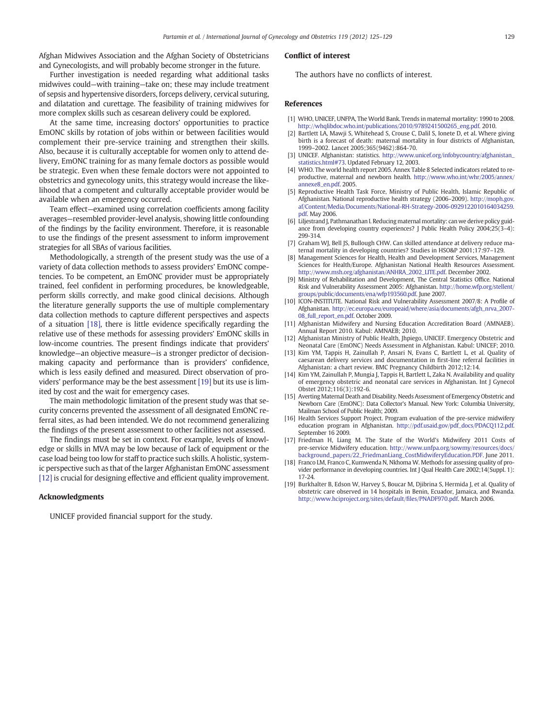Afghan Midwives Association and the Afghan Society of Obstetricians and Gynecologists, and will probably become stronger in the future.

Further investigation is needed regarding what additional tasks midwives could—with training—take on; these may include treatment of sepsis and hypertensive disorders, forceps delivery, cervical suturing, and dilatation and curettage. The feasibility of training midwives for more complex skills such as cesarean delivery could be explored.

At the same time, increasing doctors' opportunities to practice EmONC skills by rotation of jobs within or between facilities would complement their pre-service training and strengthen their skills. Also, because it is culturally acceptable for women only to attend delivery, EmONC training for as many female doctors as possible would be strategic. Even when these female doctors were not appointed to obstetrics and gynecology units, this strategy would increase the likelihood that a competent and culturally acceptable provider would be available when an emergency occurred.

Team effect—examined using correlation coefficients among facility averages—resembled provider-level analysis, showing little confounding of the findings by the facility environment. Therefore, it is reasonable to use the findings of the present assessment to inform improvement strategies for all SBAs of various facilities.

Methodologically, a strength of the present study was the use of a variety of data collection methods to assess providers' EmONC competencies. To be competent, an EmONC provider must be appropriately trained, feel confident in performing procedures, be knowledgeable, perform skills correctly, and make good clinical decisions. Although the literature generally supports the use of multiple complementary data collection methods to capture different perspectives and aspects of a situation [18], there is little evidence specifically regarding the relative use of these methods for assessing providers' EmONC skills in low-income countries. The present findings indicate that providers' knowledge—an objective measure—is a stronger predictor of decision-making capacity and performance than is providers' confidence, which is less easily defined and measured. Direct observation of providers' performance may be the best assessment [19] but its use is limited by cost and the wait for emergency cases.

The main methodologic limitation of the present study was that security concerns prevented the assessment of all designated EmONC referral sites, as had been intended. We do not recommend generalizing the findings of the present assessment to other facilities not assessed.

The findings must be set in context. For example, levels of knowledge or skills in MVA may be low because of lack of equipment or the case load being too low for staff to practice such skills. A holistic, systemic perspective such as that of the larger Afghanistan EmONC assessment [12] is crucial for designing effective and efficient quality improvement.

## Acknowledgments

UNICEF provided financial support for the study.

## Conflict of interest

The authors have no conflicts of interest.

## References

[1] WHO, UNICEF, UNFPA, The World Bank. Trends in maternal mortality: 1990 to 2008. http://whqlibdoc.who.int/publications/2010/9789241500265_eng.pdf. 2010.

[2] Bartlett LA, Mawji S, Whitehead S, Crouse C, Dalil S, Ionete D, et al. Where giving birth is a forecast of death: maternal mortality in four districts of Afghanistan, 1999–2002. Lancet 2005;365(9462):864-70.

[3] UNICEF. Afghanistan: statistics. http://www.unicef.org/infobycountry/afghanistan_statistics.html#73. Updated February 12, 2003.

[4] WHO. The world health report 2005. Annex Table 8 Selected indicators related to reproductive, maternal and newborn health. http://www.who.int/whr/2005/annex/annexe8_en.pdf. 2005.

[5] Reproductive Health Task Force, Ministry of Public Health, Islamic Republic of Afghanistan. National reproductive health strategy (2006–2009). http://moph.gov.af/Content/Media/Documents/National-RH-Strategy-2006-0929122010164034259.pdf. May 2006.

[6] Liljestrand J, Pathmanathan I. Reducing maternal mortality: can we derive policy guidance from developing country experiences? J Public Health Policy 2004;25(3–4):299-314.

[7] Graham WJ, Bell JS, Bullough CHW. Can skilled attendance at delivery reduce maternal mortality in developing countries? Studies in HSO&P 2001;17:97–129.

[8] Management Sciences for Health, Health and Development Services, Management Sciences for Health/Europe. Afghanistan National Health Resources Assessment. http://www.msh.org/afghanistan/ANHRA_2002_LITE.pdf. December 2002.

[9] Ministry of Rehabilitation and Development, The Central Statistics Office. National Risk and Vulnerability Assessment 2005: Afghanistan. http://home.wfp.org/stellent/groups/public/documents/ena/wfp193560.pdf. June 2007.

[10] ICON-INSTITUTE. National Risk and Vulnerability Assessment 2007/8: A Profile of Afghanistan. http://ec.europa.eu/europeaid/where/asia/documents/afgh_nrva_2007-08_full_report_en.pdf. October 2009.

[11] Afghanistan Midwifery and Nursing Education Accreditation Board (AMNAEB). Annual Report 2010. Kabul: AMNAEB; 2010.

[12] Afghanistan Ministry of Public Health, Jhpiego, UNICEF. Emergency Obstetric and Neonatal Care (EmONC) Needs Assessment in Afghanistan. Kabul: UNICEF; 2010.

[13] Kim YM, Tappis H, Zainullah P, Ansari N, Evans C, Bartlett L, et al. Quality of caesarean delivery services and documentation in first-line referral facilities in Afghanistan: a chart review. BMC Pregnancy Childbirth 2012;12:14.

[14] Kim YM, Zainullah P, Mungia J, Tappis H, Bartlett L, Zaka N. Availability and quality of emergency obstetric and neonatal care services in Afghanistan. Int J Gynecol Obstet 2012;116(3):192-6.

[15] Averting Maternal Death and Disability. Needs Assessment of Emergency Obstetric and Newborn Care (EmONC): Data Collector's Manual. New York: Columbia University, Mailman School of Public Health; 2009.

[16] Health Services Support Project. Program evaluation of the pre-service midwifery education program in Afghanistan. http://pdf.usaid.gov/pdf_docs/PDACQ112.pdf. September 16 2009.

[17] Friedman H, Liang M. The State of the World's Midwifery 2011 Costs of pre-service Midwifery education. http://www.unfpa.org/sowmy/resources/docs/background_papers/22_FriedmanLiang_CostMidwiferyEducation.PDF. June 2011.

[18] Franco LM, Franco C, Kumwenda N, Nkhoma W. Methods for assessing quality of provider performance in developing countries. Int J Qual Health Care 2002;14(Suppl. 1):17-24.

[19] Burkhalter B, Edson W, Harvey S, Boucar M, Djibrina S, Hermida J, et al. Quality of obstetric care observed in 14 hospitals in Benin, Ecuador, Jamaica, and Rwanda. http://www.hciproject.org/sites/default/files/PNADF970.pdf. March 2006.